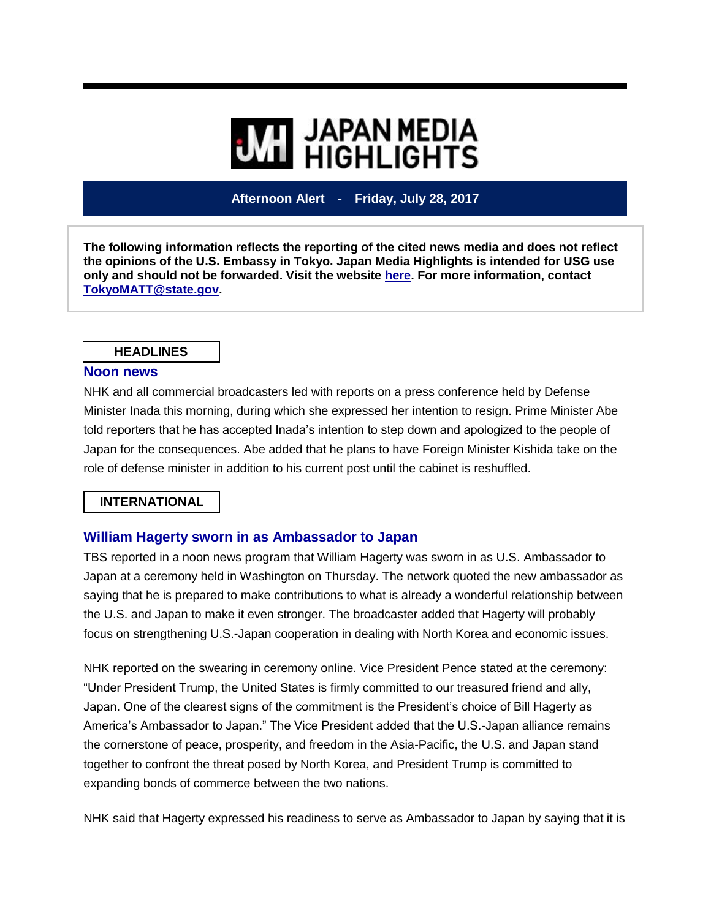# JAPAN MEDIA HIGHLIGHTS

**Afternoon Alert - Friday, July 28, 2017**

**The following information reflects the reporting of the cited news media and does not reflect the opinions of the U.S. Embassy in Tokyo. Japan Media Highlights is intended for USG use only and should not be forwarded. Visit the website here. For more information, contact TokyoMATT@state.gov.**

## HEADLINES

### Noon news

NHK and all commercial broadcasters led with reports on a press conference held by Defense Minister Inada this morning, during which she expressed her intention to resign. Prime Minister Abe told reporters that he has accepted Inada's intention to step down and apologized to the people of Japan for the consequences. Abe added that he plans to have Foreign Minister Kishida take on the role of defense minister in addition to his current post until the cabinet is reshuffled.

## INTERNATIONAL

### William Hagerty sworn in as Ambassador to Japan

TBS reported in a noon news program that William Hagerty was sworn in as U.S. Ambassador to Japan at a ceremony held in Washington on Thursday. The network quoted the new ambassador as saying that he is prepared to make contributions to what is already a wonderful relationship between the U.S. and Japan to make it even stronger. The broadcaster added that Hagerty will probably focus on strengthening U.S.-Japan cooperation in dealing with North Korea and economic issues.

NHK reported on the swearing in ceremony online. Vice President Pence stated at the ceremony: "Under President Trump, the United States is firmly committed to our treasured friend and ally, Japan. One of the clearest signs of the commitment is the President's choice of Bill Hagerty as America's Ambassador to Japan." The Vice President added that the U.S.-Japan alliance remains the cornerstone of peace, prosperity, and freedom in the Asia-Pacific, the U.S. and Japan stand together to confront the threat posed by North Korea, and President Trump is committed to expanding bonds of commerce between the two nations.

NHK said that Hagerty expressed his readiness to serve as Ambassador to Japan by saying that it is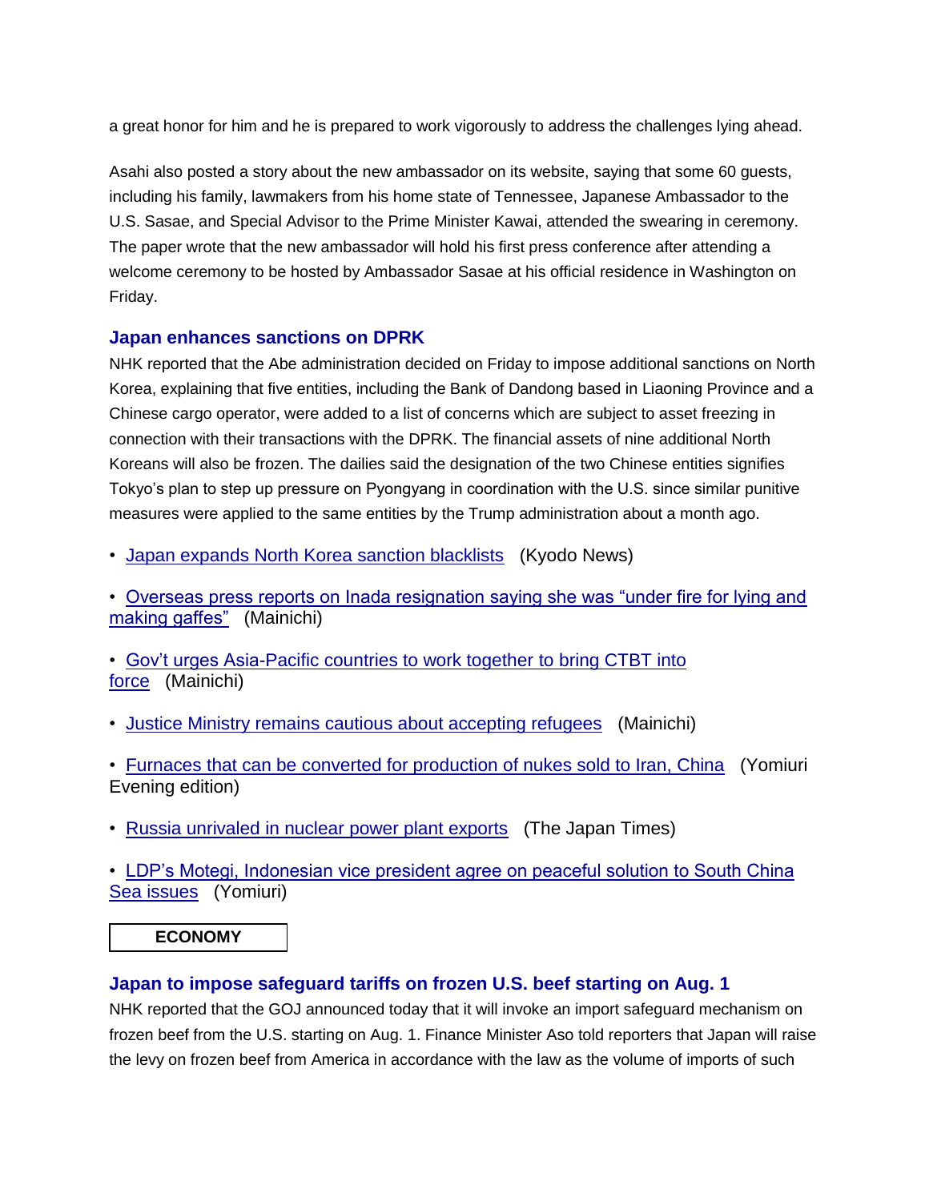a great honor for him and he is prepared to work vigorously to address the challenges lying ahead.

Asahi also posted a story about the new ambassador on its website, saying that some 60 guests, including his family, lawmakers from his home state of Tennessee, Japanese Ambassador to the U.S. Sasae, and Special Advisor to the Prime Minister Kawai, attended the swearing in ceremony. The paper wrote that the new ambassador will hold his first press conference after attending a welcome ceremony to be hosted by Ambassador Sasae at his official residence in Washington on Friday.

### Japan enhances sanctions on DPRK

NHK reported that the Abe administration decided on Friday to impose additional sanctions on North Korea, explaining that five entities, including the Bank of Dandong based in Liaoning Province and a Chinese cargo operator, were added to a list of concerns which are subject to asset freezing in connection with their transactions with the DPRK. The financial assets of nine additional North Koreans will also be frozen. The dailies said the designation of the two Chinese entities signifies Tokyo's plan to step up pressure on Pyongyang in coordination with the U.S. since similar punitive measures were applied to the same entities by the Trump administration about a month ago.

- Japan expands North Korea sanction blacklists (Kyodo News)
- Overseas press reports on Inada resignation saying she was "under fire for lying and making gaffes" (Mainichi)
- Gov't urges Asia-Pacific countries to work together to bring CTBT into force (Mainichi)
- Justice Ministry remains cautious about accepting refugees (Mainichi)
- Furnaces that can be converted for production of nukes sold to Iran, China (Yomiuri Evening edition)
- Russia unrivaled in nuclear power plant exports (The Japan Times)
- LDP's Motegi, Indonesian vice president agree on peaceful solution to South China Sea issues (Yomiuri)

## ECONOMY

### Japan to impose safeguard tariffs on frozen U.S. beef starting on Aug. 1

NHK reported that the GOJ announced today that it will invoke an import safeguard mechanism on frozen beef from the U.S. starting on Aug. 1. Finance Minister Aso told reporters that Japan will raise the levy on frozen beef from America in accordance with the law as the volume of imports of such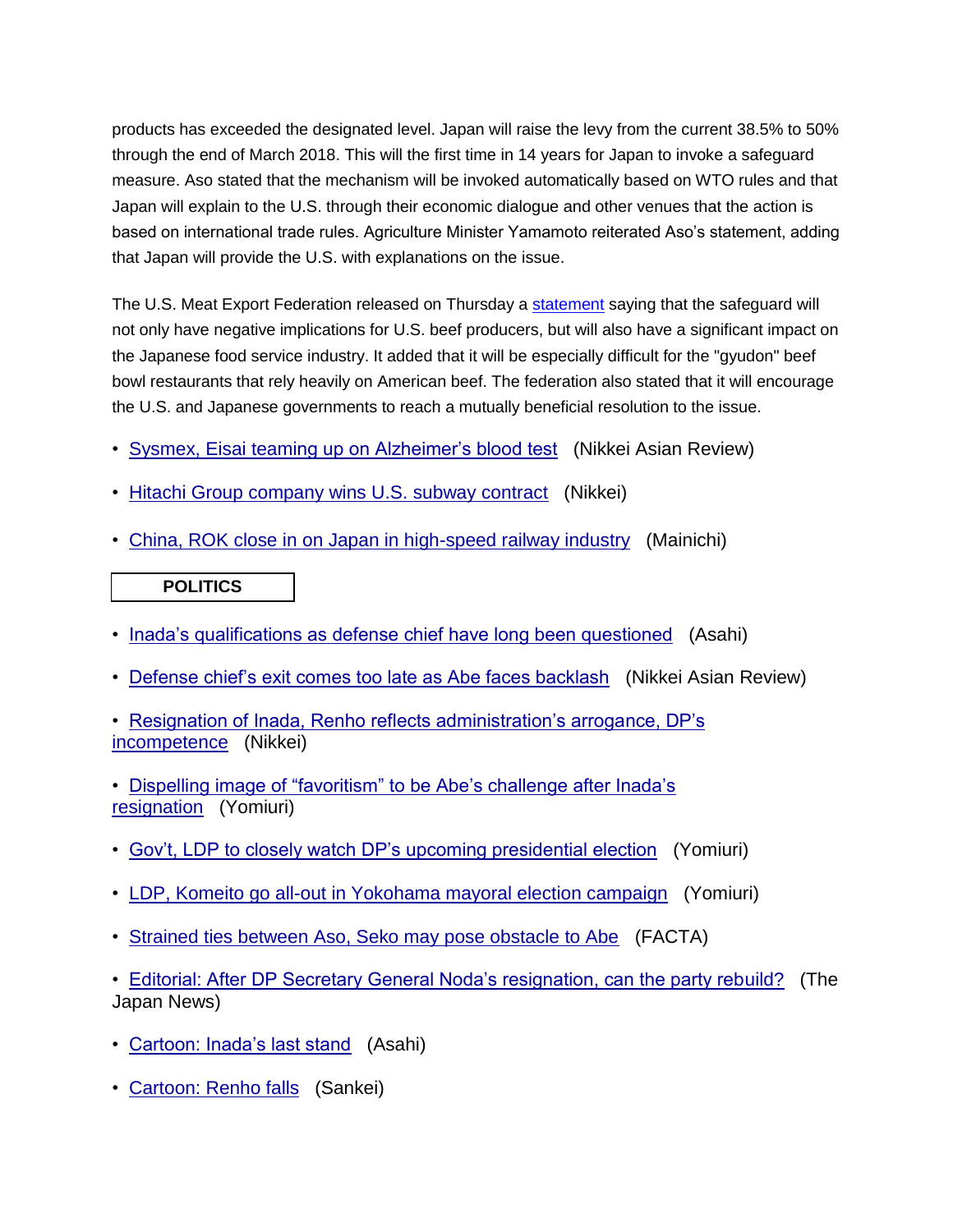products has exceeded the designated level. Japan will raise the levy from the current 38.5% to 50% through the end of March 2018. This will the first time in 14 years for Japan to invoke a safeguard measure. Aso stated that the mechanism will be invoked automatically based on WTO rules and that Japan will explain to the U.S. through their economic dialogue and other venues that the action is based on international trade rules. Agriculture Minister Yamamoto reiterated Aso's statement, adding that Japan will provide the U.S. with explanations on the issue.

The U.S. Meat Export Federation released on Thursday a statement saying that the safeguard will not only have negative implications for U.S. beef producers, but will also have a significant impact on the Japanese food service industry. It added that it will be especially difficult for the "gyudon" beef bowl restaurants that rely heavily on American beef. The federation also stated that it will encourage the U.S. and Japanese governments to reach a mutually beneficial resolution to the issue.

- Sysmex, Eisai teaming up on Alzheimer's blood test (Nikkei Asian Review)
- Hitachi Group company wins U.S. subway contract (Nikkei)
- China, ROK close in on Japan in high-speed railway industry (Mainichi)

**POLITICS**

- Inada's qualifications as defense chief have long been questioned (Asahi)
- Defense chief's exit comes too late as Abe faces backlash (Nikkei Asian Review)
- Resignation of Inada, Renho reflects administration's arrogance, DP's incompetence (Nikkei)
- Dispelling image of "favoritism" to be Abe's challenge after Inada's resignation (Yomiuri)
- Gov't, LDP to closely watch DP's upcoming presidential election (Yomiuri)
- LDP, Komeito go all-out in Yokohama mayoral election campaign (Yomiuri)
- Strained ties between Aso, Seko may pose obstacle to Abe (FACTA)
- Editorial: After DP Secretary General Noda's resignation, can the party rebuild? (The Japan News)
- Cartoon: Inada's last stand (Asahi)
- Cartoon: Renho falls (Sankei)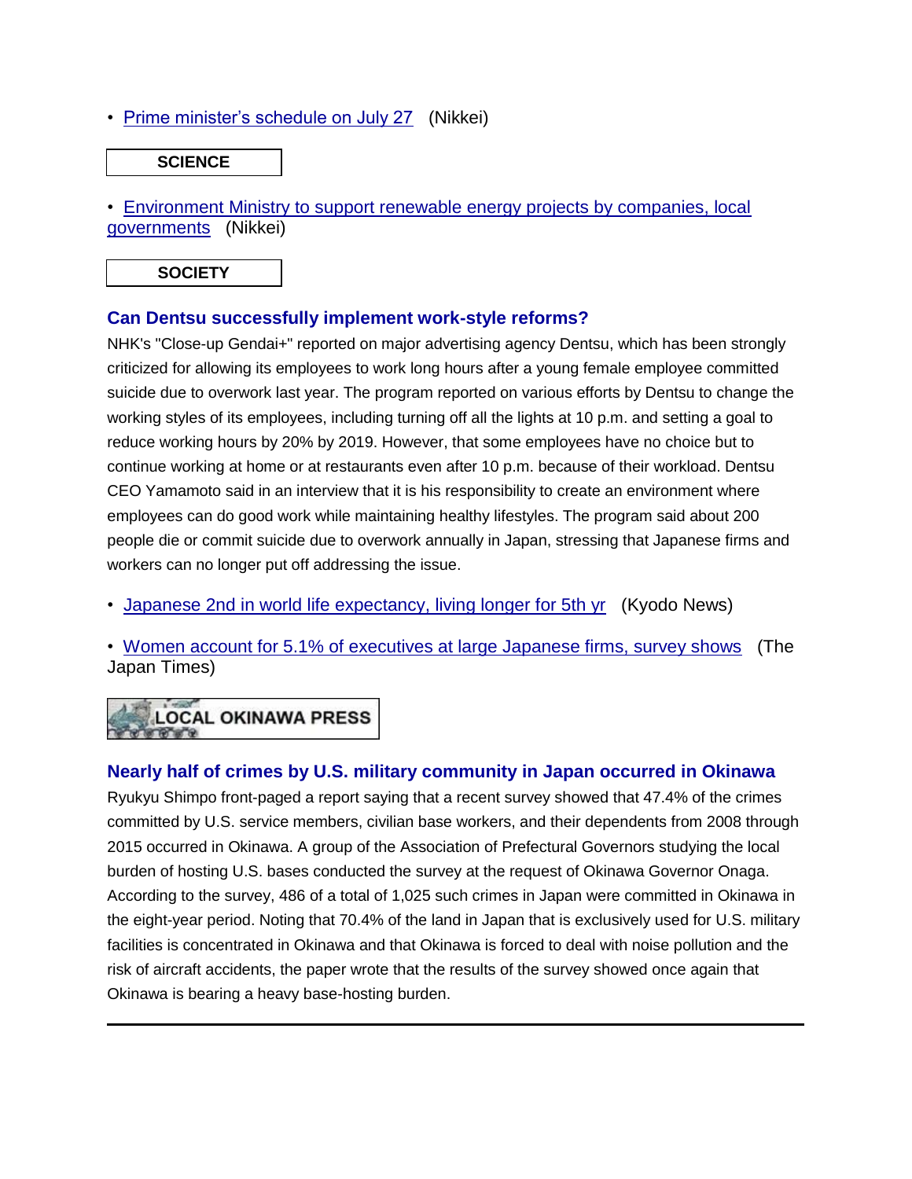- Prime minister's schedule on July 27 (Nikkei)

**SCIENCE**

- Environment Ministry to support renewable energy projects by companies, local governments (Nikkei)

**SOCIETY**

### Can Dentsu successfully implement work-style reforms?

NHK's "Close-up Gendai+" reported on major advertising agency Dentsu, which has been strongly criticized for allowing its employees to work long hours after a young female employee committed suicide due to overwork last year. The program reported on various efforts by Dentsu to change the working styles of its employees, including turning off all the lights at 10 p.m. and setting a goal to reduce working hours by 20% by 2019. However, that some employees have no choice but to continue working at home or at restaurants even after 10 p.m. because of their workload. Dentsu CEO Yamamoto said in an interview that it is his responsibility to create an environment where employees can do good work while maintaining healthy lifestyles. The program said about 200 people die or commit suicide due to overwork annually in Japan, stressing that Japanese firms and workers can no longer put off addressing the issue.

- Japanese 2nd in world life expectancy, living longer for 5th yr (Kyodo News)

- Women account for 5.1% of executives at large Japanese firms, survey shows (The Japan Times)

**LOCAL OKINAWA PRESS**

### Nearly half of crimes by U.S. military community in Japan occurred in Okinawa

Ryukyu Shimpo front-paged a report saying that a recent survey showed that 47.4% of the crimes committed by U.S. service members, civilian base workers, and their dependents from 2008 through 2015 occurred in Okinawa. A group of the Association of Prefectural Governors studying the local burden of hosting U.S. bases conducted the survey at the request of Okinawa Governor Onaga. According to the survey, 486 of a total of 1,025 such crimes in Japan were committed in Okinawa in the eight-year period. Noting that 70.4% of the land in Japan that is exclusively used for U.S. military facilities is concentrated in Okinawa and that Okinawa is forced to deal with noise pollution and the risk of aircraft accidents, the paper wrote that the results of the survey showed once again that Okinawa is bearing a heavy base-hosting burden.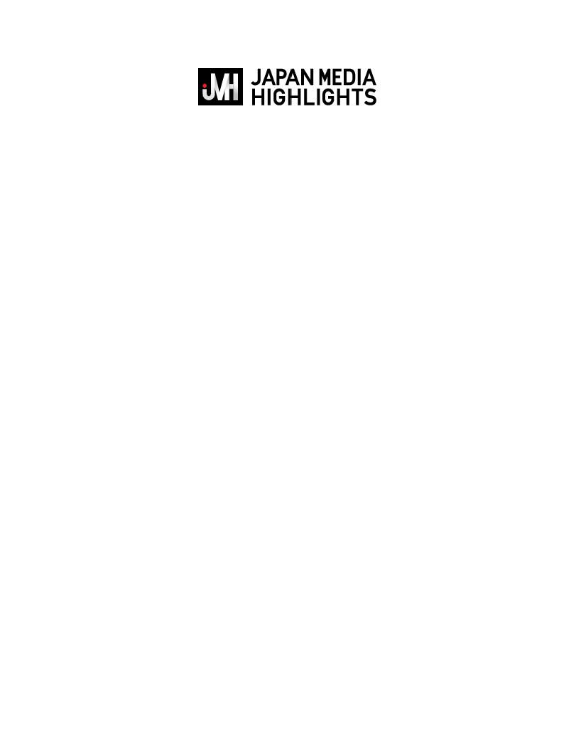JAPAN MEDIA HIGHLIGHTS